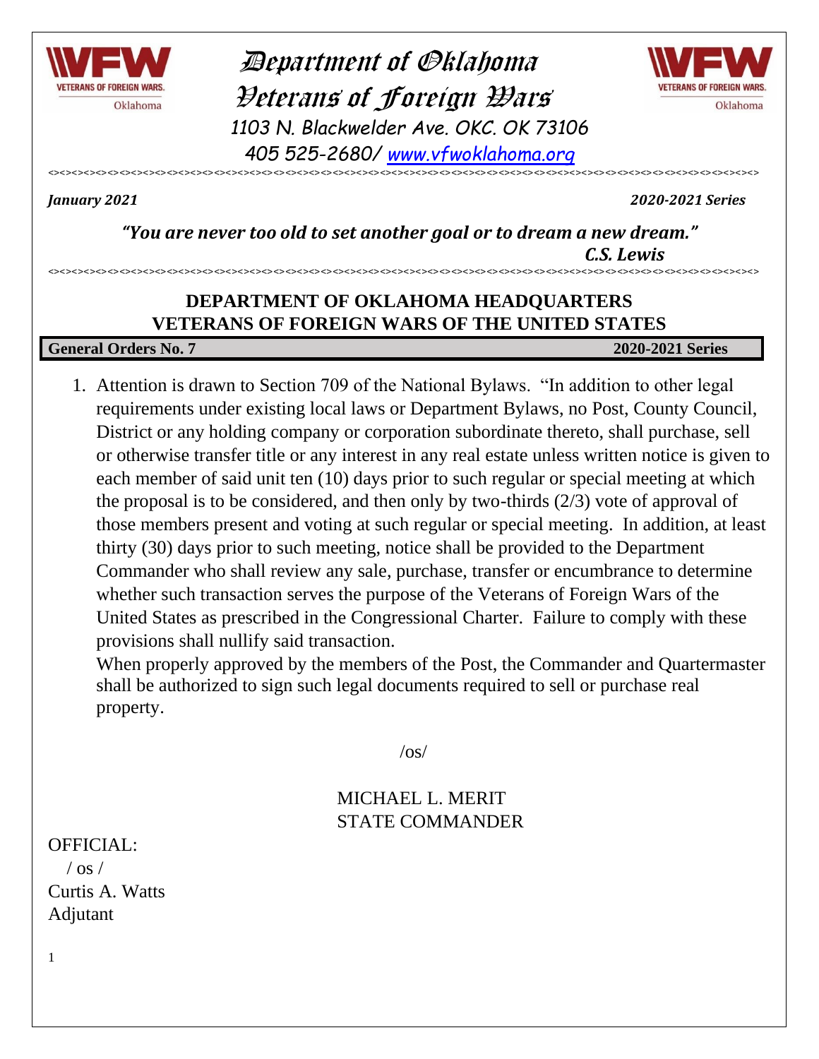# Department of Oklahoma
# Veterans of Foreign Wars

*1103 N. Blackwelder Ave. OKC. OK 73106*

*405 525-2680/ www.vfwoklahoma.org*

<><><><><><><><><><><><><><><><><><><><><><><><><><><><><><><><><><><><><><><><><><><><><><><><><>

***January 2021*** ***2020-2021 Series***

***"You are never too old to set another goal or to dream a new dream."***

***C.S. Lewis***

<><><><><><><><><><><><><><><><><><><><><><><><><><><><><><><><><><><><><><><><><><><><><><><><><>

## DEPARTMENT OF OKLAHOMA HEADQUARTERS
## VETERANS OF FOREIGN WARS OF THE UNITED STATES

**General Orders No. 7** **2020-2021 Series**

1. Attention is drawn to Section 709 of the National Bylaws. "In addition to other legal requirements under existing local laws or Department Bylaws, no Post, County Council, District or any holding company or corporation subordinate thereto, shall purchase, sell or otherwise transfer title or any interest in any real estate unless written notice is given to each member of said unit ten (10) days prior to such regular or special meeting at which the proposal is to be considered, and then only by two-thirds (2/3) vote of approval of those members present and voting at such regular or special meeting. In addition, at least thirty (30) days prior to such meeting, notice shall be provided to the Department Commander who shall review any sale, purchase, transfer or encumbrance to determine whether such transaction serves the purpose of the Veterans of Foreign Wars of the United States as prescribed in the Congressional Charter. Failure to comply with these provisions shall nullify said transaction.

   When properly approved by the members of the Post, the Commander and Quartermaster shall be authorized to sign such legal documents required to sell or purchase real property.

/os/

MICHAEL L. MERIT
STATE COMMANDER

OFFICIAL:
/ os /
Curtis A. Watts
Adjutant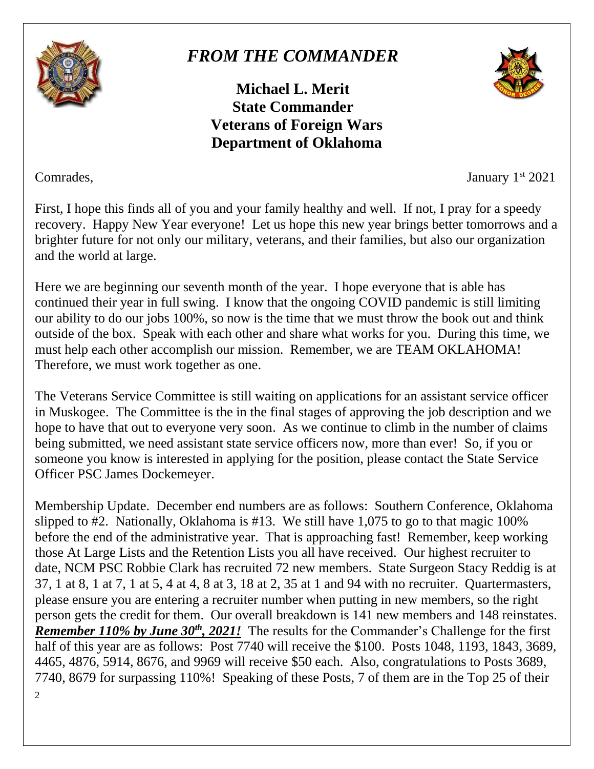# *FROM THE COMMANDER*

**Michael L. Merit**
**State Commander**
**Veterans of Foreign Wars**
**Department of Oklahoma**

Comrades,

January 1st 2021

First, I hope this finds all of you and your family healthy and well. If not, I pray for a speedy recovery. Happy New Year everyone! Let us hope this new year brings better tomorrows and a brighter future for not only our military, veterans, and their families, but also our organization and the world at large.

Here we are beginning our seventh month of the year. I hope everyone that is able has continued their year in full swing. I know that the ongoing COVID pandemic is still limiting our ability to do our jobs 100%, so now is the time that we must throw the book out and think outside of the box. Speak with each other and share what works for you. During this time, we must help each other accomplish our mission. Remember, we are TEAM OKLAHOMA! Therefore, we must work together as one.

The Veterans Service Committee is still waiting on applications for an assistant service officer in Muskogee. The Committee is the in the final stages of approving the job description and we hope to have that out to everyone very soon. As we continue to climb in the number of claims being submitted, we need assistant state service officers now, more than ever! So, if you or someone you know is interested in applying for the position, please contact the State Service Officer PSC James Dockemeyer.

Membership Update. December end numbers are as follows: Southern Conference, Oklahoma slipped to #2. Nationally, Oklahoma is #13. We still have 1,075 to go to that magic 100% before the end of the administrative year. That is approaching fast! Remember, keep working those At Large Lists and the Retention Lists you all have received. Our highest recruiter to date, NCM PSC Robbie Clark has recruited 72 new members. State Surgeon Stacy Reddig is at 37, 1 at 8, 1 at 7, 1 at 5, 4 at 4, 8 at 3, 18 at 2, 35 at 1 and 94 with no recruiter. Quartermasters, please ensure you are entering a recruiter number when putting in new members, so the right person gets the credit for them. Our overall breakdown is 141 new members and 148 reinstates. ***Remember 110% by June 30th, 2021!*** The results for the Commander's Challenge for the first half of this year are as follows: Post 7740 will receive the $100. Posts 1048, 1193, 1843, 3689, 4465, 4876, 5914, 8676, and 9969 will receive $50 each. Also, congratulations to Posts 3689, 7740, 8679 for surpassing 110%! Speaking of these Posts, 7 of them are in the Top 25 of their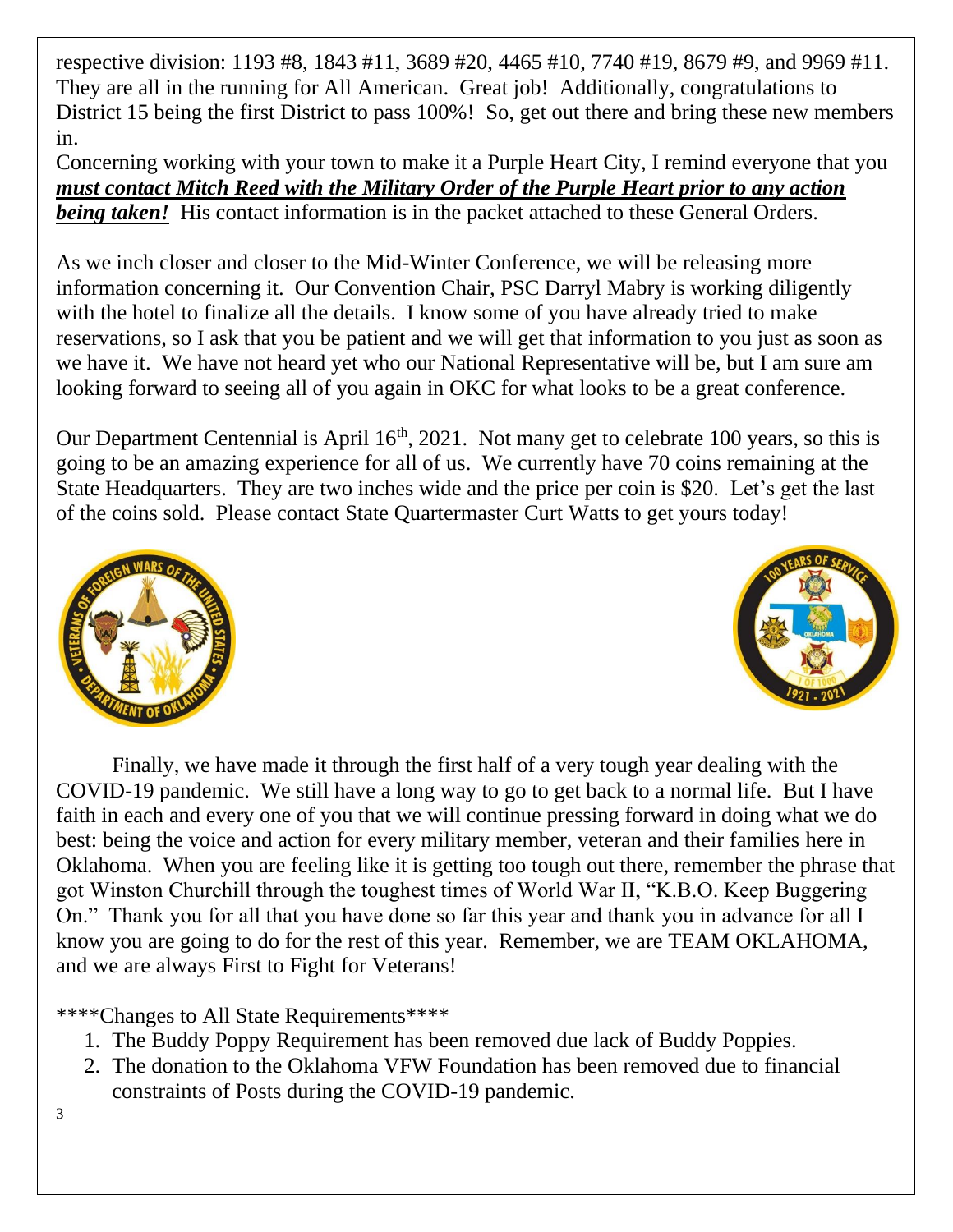respective division: 1193 #8, 1843 #11, 3689 #20, 4465 #10, 7740 #19, 8679 #9, and 9969 #11. They are all in the running for All American. Great job! Additionally, congratulations to District 15 being the first District to pass 100%! So, get out there and bring these new members in.

Concerning working with your town to make it a Purple Heart City, I remind everyone that you ***must contact Mitch Reed with the Military Order of the Purple Heart prior to any action being taken!*** His contact information is in the packet attached to these General Orders.

As we inch closer and closer to the Mid-Winter Conference, we will be releasing more information concerning it. Our Convention Chair, PSC Darryl Mabry is working diligently with the hotel to finalize all the details. I know some of you have already tried to make reservations, so I ask that you be patient and we will get that information to you just as soon as we have it. We have not heard yet who our National Representative will be, but I am sure am looking forward to seeing all of you again in OKC for what looks to be a great conference.

Our Department Centennial is April 16th, 2021. Not many get to celebrate 100 years, so this is going to be an amazing experience for all of us. We currently have 70 coins remaining at the State Headquarters. They are two inches wide and the price per coin is $20. Let's get the last of the coins sold. Please contact State Quartermaster Curt Watts to get yours today!

Finally, we have made it through the first half of a very tough year dealing with the COVID-19 pandemic. We still have a long way to go to get back to a normal life. But I have faith in each and every one of you that we will continue pressing forward in doing what we do best: being the voice and action for every military member, veteran and their families here in Oklahoma. When you are feeling like it is getting too tough out there, remember the phrase that got Winston Churchill through the toughest times of World War II, "K.B.O. Keep Buggering On." Thank you for all that you have done so far this year and thank you in advance for all I know you are going to do for the rest of this year. Remember, we are TEAM OKLAHOMA, and we are always First to Fight for Veterans!

****Changes to All State Requirements****

1. The Buddy Poppy Requirement has been removed due lack of Buddy Poppies.
2. The donation to the Oklahoma VFW Foundation has been removed due to financial constraints of Posts during the COVID-19 pandemic.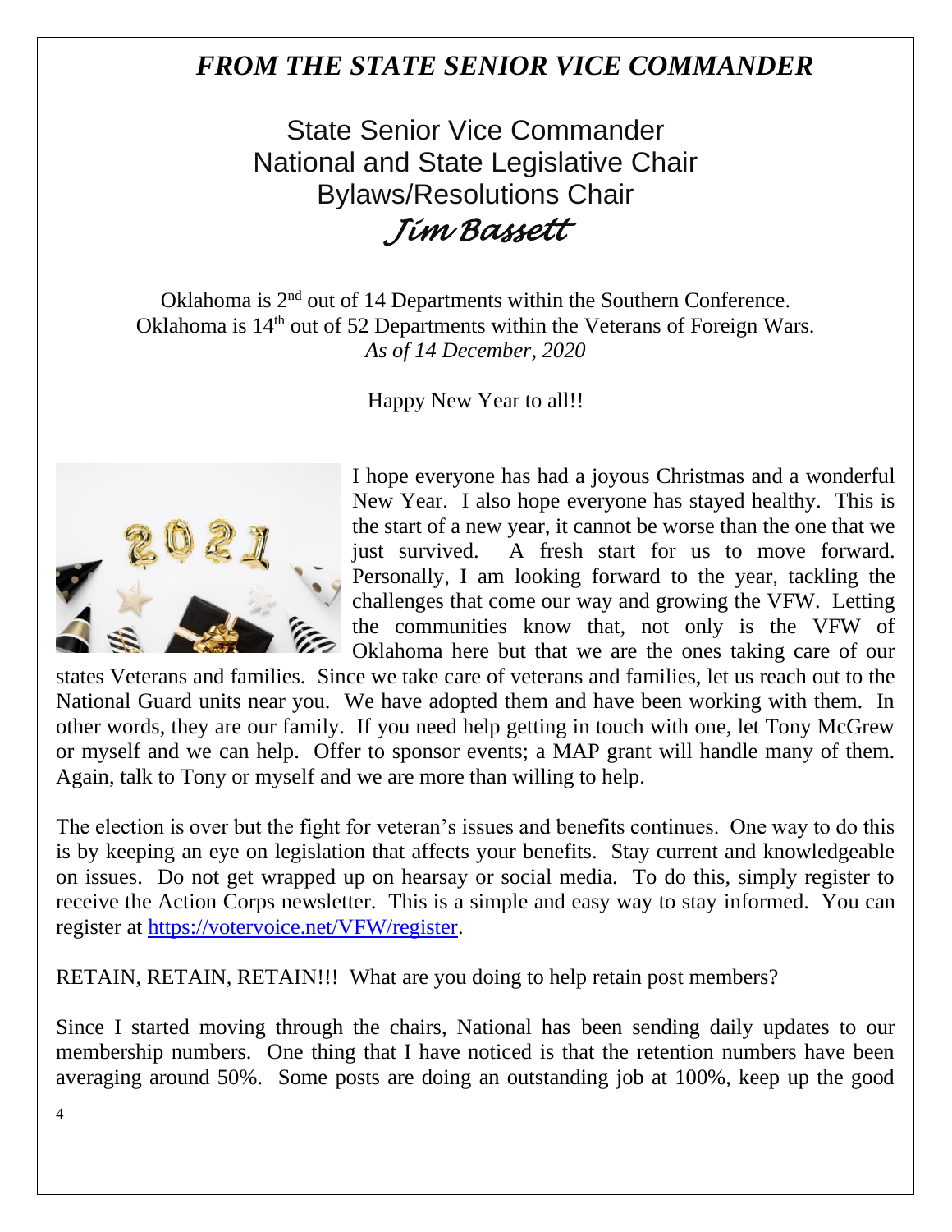# *FROM THE STATE SENIOR VICE COMMANDER*

State Senior Vice Commander
National and State Legislative Chair
Bylaws/Resolutions Chair
*Jim Bassett*

Oklahoma is 2nd out of 14 Departments within the Southern Conference.
Oklahoma is 14th out of 52 Departments within the Veterans of Foreign Wars.
*As of 14 December, 2020*

Happy New Year to all!!

I hope everyone has had a joyous Christmas and a wonderful New Year. I also hope everyone has stayed healthy. This is the start of a new year, it cannot be worse than the one that we just survived. A fresh start for us to move forward. Personally, I am looking forward to the year, tackling the challenges that come our way and growing the VFW. Letting the communities know that, not only is the VFW of Oklahoma here but that we are the ones taking care of our states Veterans and families. Since we take care of veterans and families, let us reach out to the National Guard units near you. We have adopted them and have been working with them. In other words, they are our family. If you need help getting in touch with one, let Tony McGrew or myself and we can help. Offer to sponsor events; a MAP grant will handle many of them. Again, talk to Tony or myself and we are more than willing to help.

The election is over but the fight for veteran's issues and benefits continues. One way to do this is by keeping an eye on legislation that affects your benefits. Stay current and knowledgeable on issues. Do not get wrapped up on hearsay or social media. To do this, simply register to receive the Action Corps newsletter. This is a simple and easy way to stay informed. You can register at https://votervoice.net/VFW/register.

RETAIN, RETAIN, RETAIN!!! What are you doing to help retain post members?

Since I started moving through the chairs, National has been sending daily updates to our membership numbers. One thing that I have noticed is that the retention numbers have been averaging around 50%. Some posts are doing an outstanding job at 100%, keep up the good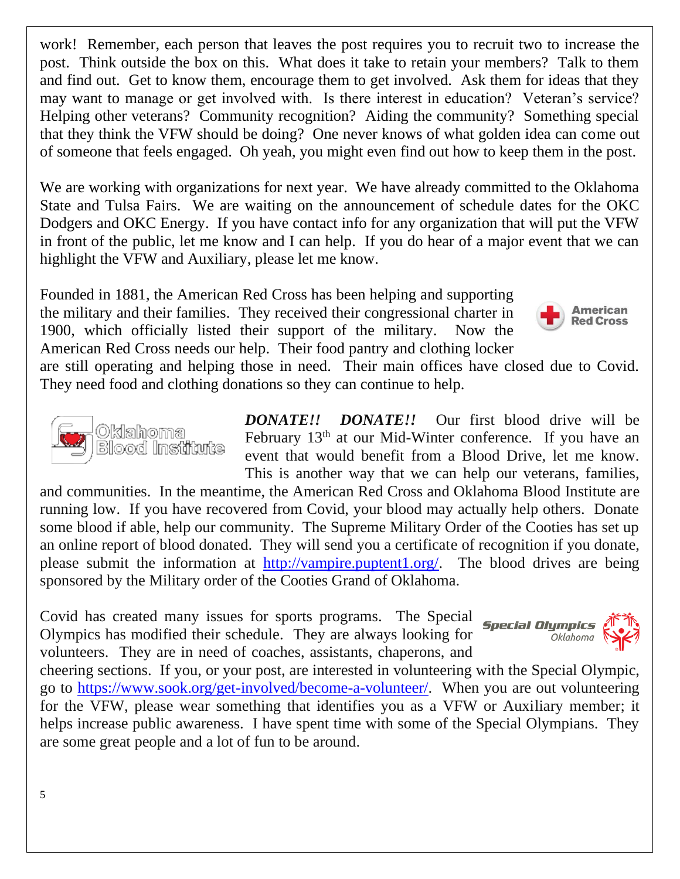work! Remember, each person that leaves the post requires you to recruit two to increase the post. Think outside the box on this. What does it take to retain your members? Talk to them and find out. Get to know them, encourage them to get involved. Ask them for ideas that they may want to manage or get involved with. Is there interest in education? Veteran's service? Helping other veterans? Community recognition? Aiding the community? Something special that they think the VFW should be doing? One never knows of what golden idea can come out of someone that feels engaged. Oh yeah, you might even find out how to keep them in the post.

We are working with organizations for next year. We have already committed to the Oklahoma State and Tulsa Fairs. We are waiting on the announcement of schedule dates for the OKC Dodgers and OKC Energy. If you have contact info for any organization that will put the VFW in front of the public, let me know and I can help. If you do hear of a major event that we can highlight the VFW and Auxiliary, please let me know.

Founded in 1881, the American Red Cross has been helping and supporting the military and their families. They received their congressional charter in 1900, which officially listed their support of the military. Now the American Red Cross needs our help. Their food pantry and clothing locker are still operating and helping those in need. Their main offices have closed due to Covid. They need food and clothing donations so they can continue to help.

***DONATE!! DONATE!!*** Our first blood drive will be February 13th at our Mid-Winter conference. If you have an event that would benefit from a Blood Drive, let me know. This is another way that we can help our veterans, families, and communities. In the meantime, the American Red Cross and Oklahoma Blood Institute are running low. If you have recovered from Covid, your blood may actually help others. Donate some blood if able, help our community. The Supreme Military Order of the Cooties has set up an online report of blood donated. They will send you a certificate of recognition if you donate, please submit the information at http://vampire.puptent1.org/. The blood drives are being sponsored by the Military order of the Cooties Grand of Oklahoma.

Covid has created many issues for sports programs. The Special Olympics has modified their schedule. They are always looking for volunteers. They are in need of coaches, assistants, chaperons, and cheering sections. If you, or your post, are interested in volunteering with the Special Olympic, go to https://www.sook.org/get-involved/become-a-volunteer/. When you are out volunteering for the VFW, please wear something that identifies you as a VFW or Auxiliary member; it helps increase public awareness. I have spent time with some of the Special Olympians. They are some great people and a lot of fun to be around.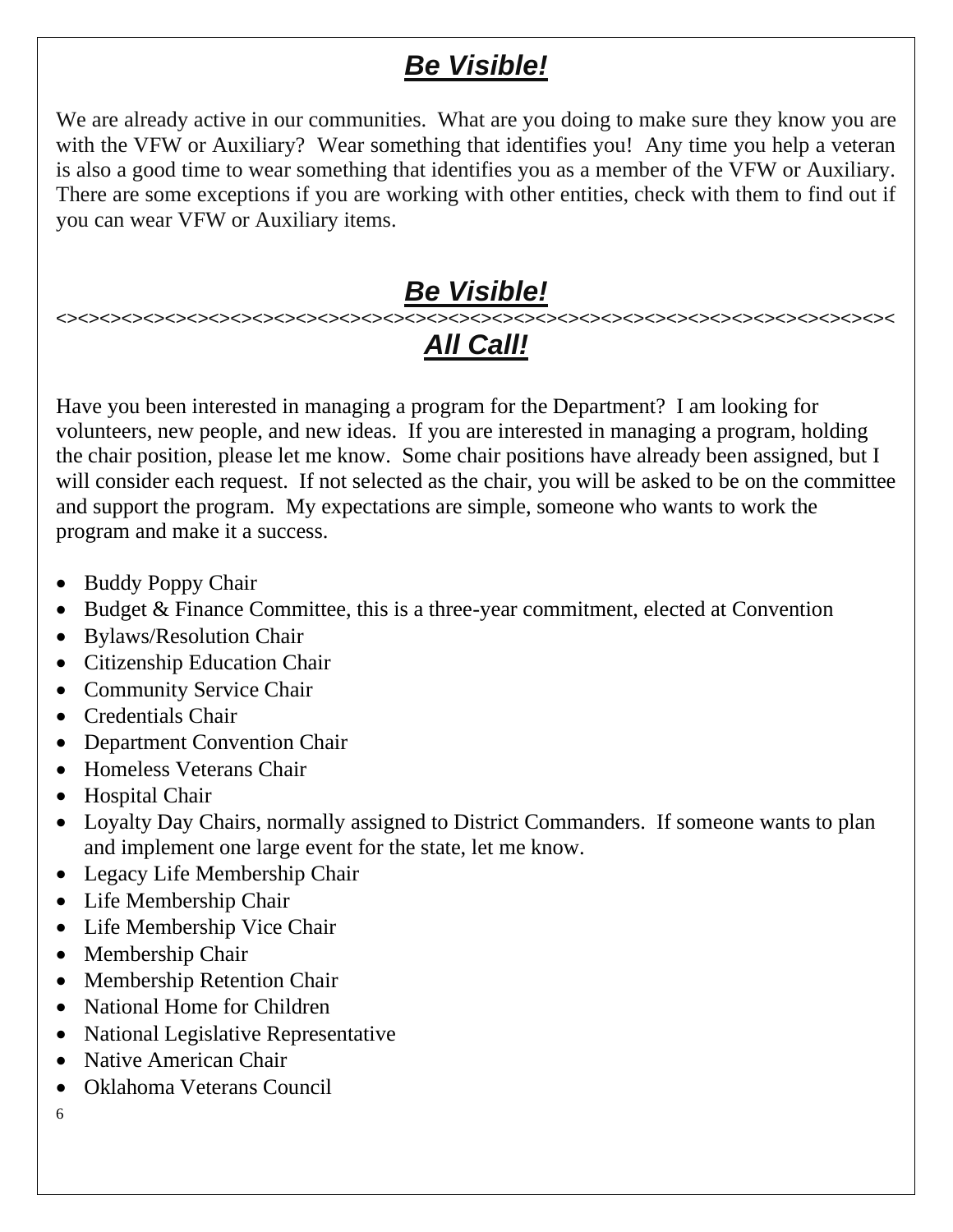## ***Be Visible!***

We are already active in our communities. What are you doing to make sure they know you are with the VFW or Auxiliary? Wear something that identifies you! Any time you help a veteran is also a good time to wear something that identifies you as a member of the VFW or Auxiliary. There are some exceptions if you are working with other entities, check with them to find out if you can wear VFW or Auxiliary items.

## ***Be Visible!***

<><><><><><><><><><><><><><><><><><><><><><><><><><><><><><><><><><><><><><><><><><><><><><><><><><><><><><><><><><><><><><><><><><><><><><><><><

## ***All Call!***

Have you been interested in managing a program for the Department? I am looking for volunteers, new people, and new ideas. If you are interested in managing a program, holding the chair position, please let me know. Some chair positions have already been assigned, but I will consider each request. If not selected as the chair, you will be asked to be on the committee and support the program. My expectations are simple, someone who wants to work the program and make it a success.

- Buddy Poppy Chair
- Budget & Finance Committee, this is a three-year commitment, elected at Convention
- Bylaws/Resolution Chair
- Citizenship Education Chair
- Community Service Chair
- Credentials Chair
- Department Convention Chair
- Homeless Veterans Chair
- Hospital Chair
- Loyalty Day Chairs, normally assigned to District Commanders. If someone wants to plan and implement one large event for the state, let me know.
- Legacy Life Membership Chair
- Life Membership Chair
- Life Membership Vice Chair
- Membership Chair
- Membership Retention Chair
- National Home for Children
- National Legislative Representative
- Native American Chair
- Oklahoma Veterans Council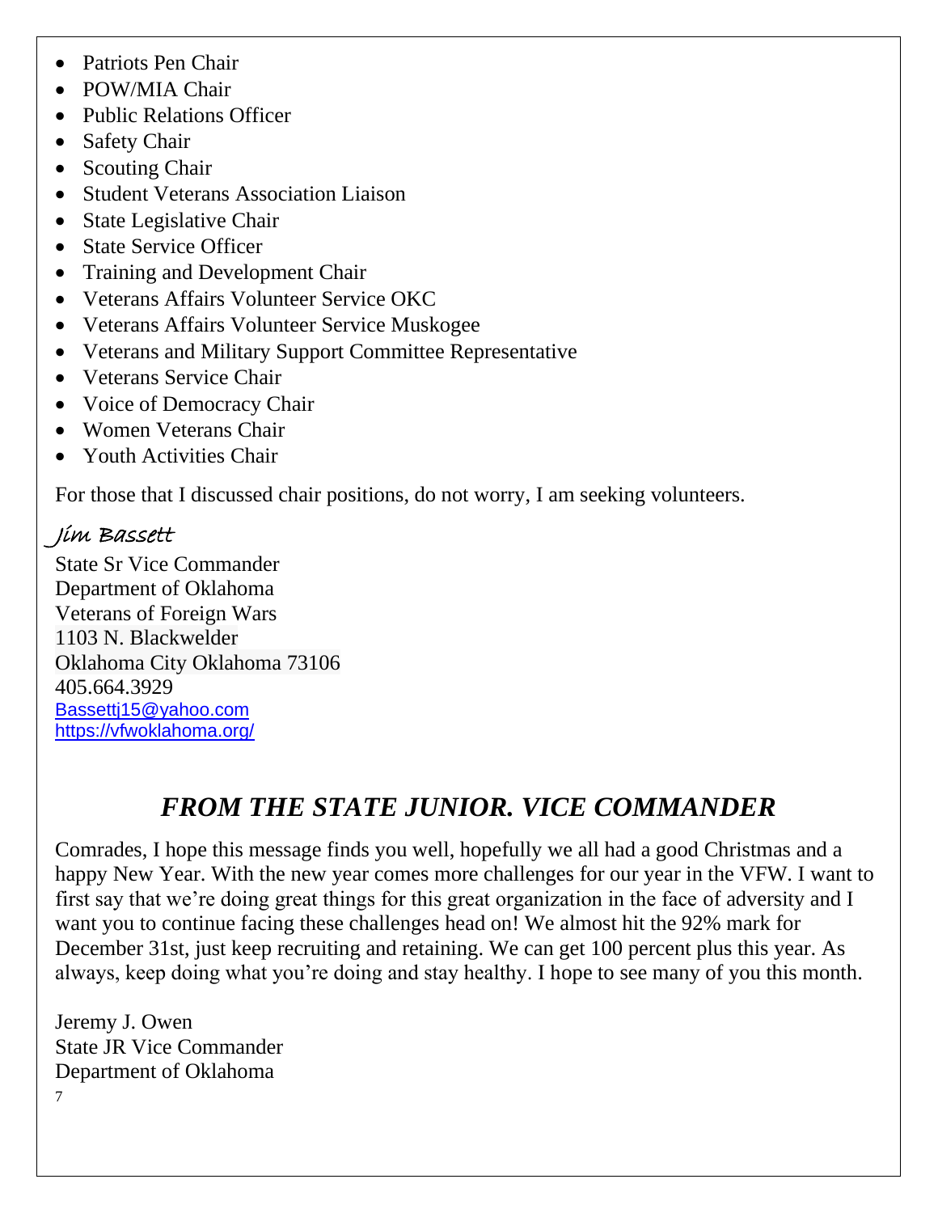- Patriots Pen Chair
- POW/MIA Chair
- Public Relations Officer
- Safety Chair
- Scouting Chair
- Student Veterans Association Liaison
- State Legislative Chair
- State Service Officer
- Training and Development Chair
- Veterans Affairs Volunteer Service OKC
- Veterans Affairs Volunteer Service Muskogee
- Veterans and Military Support Committee Representative
- Veterans Service Chair
- Voice of Democracy Chair
- Women Veterans Chair
- Youth Activities Chair

For those that I discussed chair positions, do not worry, I am seeking volunteers.

*Jim Bassett*

State Sr Vice Commander
Department of Oklahoma
Veterans of Foreign Wars
1103 N. Blackwelder
Oklahoma City Oklahoma 73106
405.664.3929
Bassettj15@yahoo.com
https://vfwoklahoma.org/

## *FROM THE STATE JUNIOR. VICE COMMANDER*

Comrades, I hope this message finds you well, hopefully we all had a good Christmas and a happy New Year. With the new year comes more challenges for our year in the VFW. I want to first say that we're doing great things for this great organization in the face of adversity and I want you to continue facing these challenges head on! We almost hit the 92% mark for December 31st, just keep recruiting and retaining. We can get 100 percent plus this year. As always, keep doing what you're doing and stay healthy. I hope to see many of you this month.

Jeremy J. Owen
State JR Vice Commander
Department of Oklahoma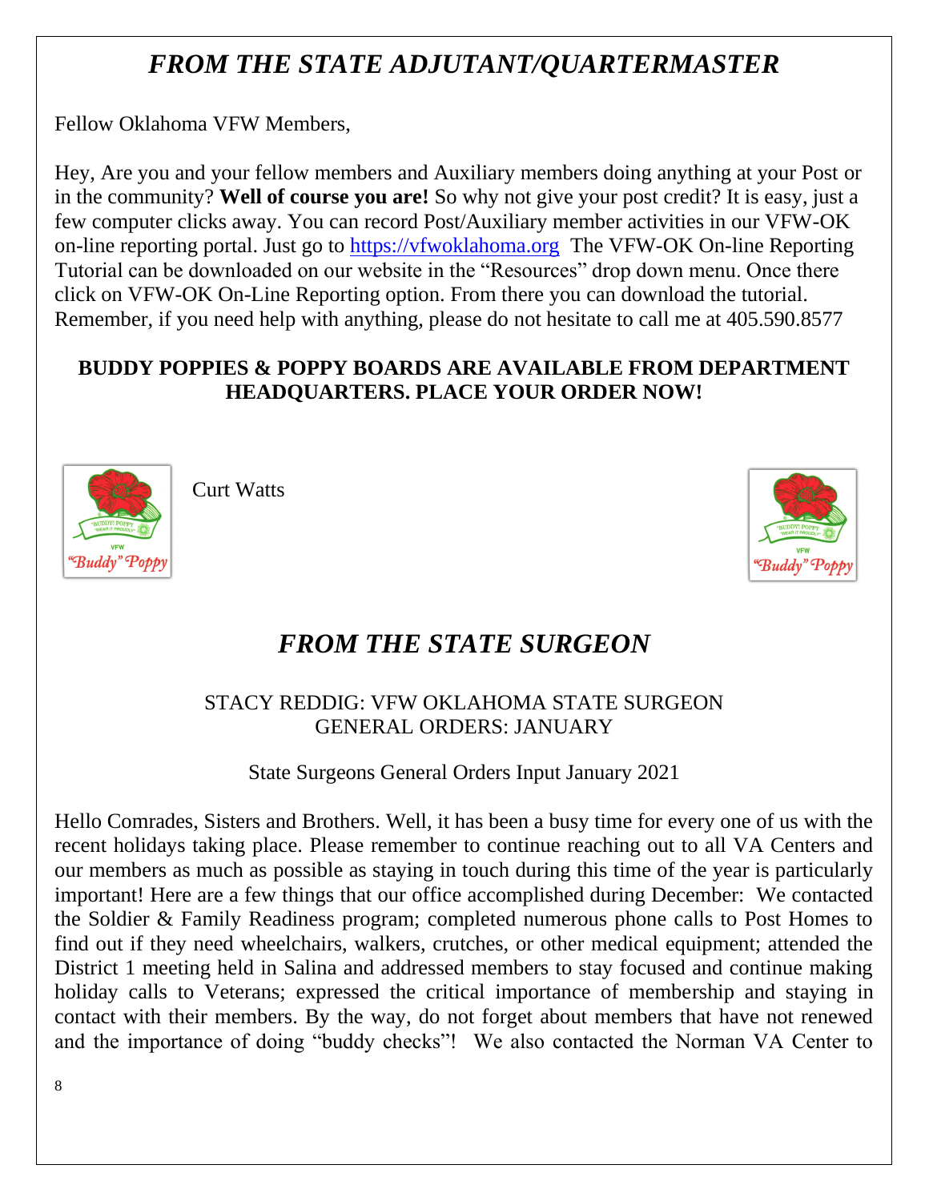# *FROM THE STATE ADJUTANT/QUARTERMASTER*

Fellow Oklahoma VFW Members,

Hey, Are you and your fellow members and Auxiliary members doing anything at your Post or in the community? **Well of course you are!** So why not give your post credit? It is easy, just a few computer clicks away. You can record Post/Auxiliary member activities in our VFW-OK on-line reporting portal. Just go to https://vfwoklahoma.org The VFW-OK On-line Reporting Tutorial can be downloaded on our website in the "Resources" drop down menu. Once there click on VFW-OK On-Line Reporting option. From there you can download the tutorial. Remember, if you need help with anything, please do not hesitate to call me at 405.590.8577

**BUDDY POPPIES & POPPY BOARDS ARE AVAILABLE FROM DEPARTMENT HEADQUARTERS. PLACE YOUR ORDER NOW!**

Curt Watts

# *FROM THE STATE SURGEON*

STACY REDDIG: VFW OKLAHOMA STATE SURGEON
GENERAL ORDERS: JANUARY

State Surgeons General Orders Input January 2021

Hello Comrades, Sisters and Brothers. Well, it has been a busy time for every one of us with the recent holidays taking place. Please remember to continue reaching out to all VA Centers and our members as much as possible as staying in touch during this time of the year is particularly important! Here are a few things that our office accomplished during December: We contacted the Soldier & Family Readiness program; completed numerous phone calls to Post Homes to find out if they need wheelchairs, walkers, crutches, or other medical equipment; attended the District 1 meeting held in Salina and addressed members to stay focused and continue making holiday calls to Veterans; expressed the critical importance of membership and staying in contact with their members. By the way, do not forget about members that have not renewed and the importance of doing "buddy checks"! We also contacted the Norman VA Center to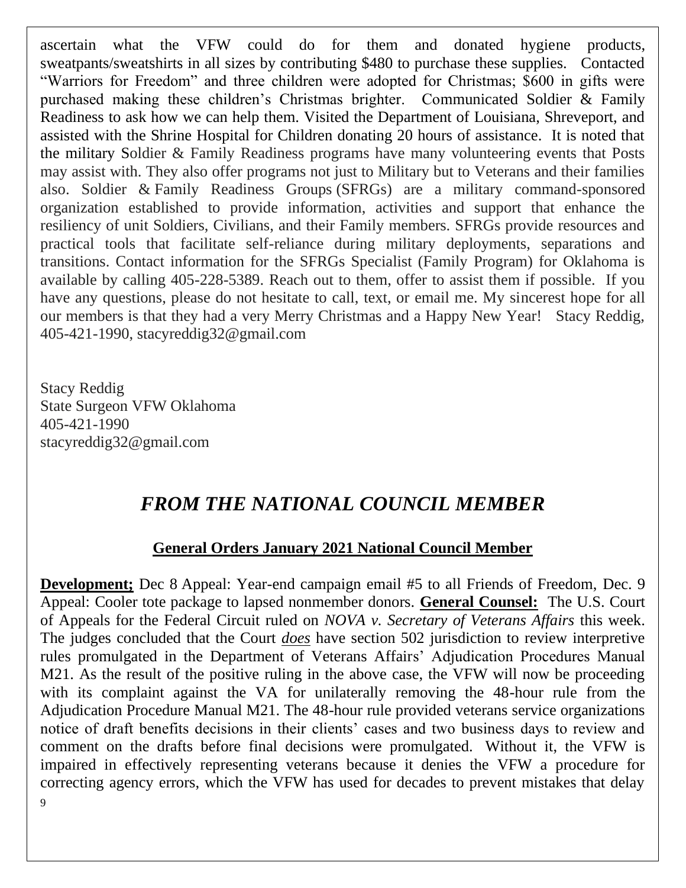ascertain what the VFW could do for them and donated hygiene products, sweatpants/sweatshirts in all sizes by contributing $480 to purchase these supplies. Contacted "Warriors for Freedom" and three children were adopted for Christmas; $600 in gifts were purchased making these children's Christmas brighter. Communicated Soldier & Family Readiness to ask how we can help them. Visited the Department of Louisiana, Shreveport, and assisted with the Shrine Hospital for Children donating 20 hours of assistance. It is noted that the military Soldier & Family Readiness programs have many volunteering events that Posts may assist with. They also offer programs not just to Military but to Veterans and their families also. Soldier & Family Readiness Groups (SFRGs) are a military command-sponsored organization established to provide information, activities and support that enhance the resiliency of unit Soldiers, Civilians, and their Family members. SFRGs provide resources and practical tools that facilitate self-reliance during military deployments, separations and transitions. Contact information for the SFRGs Specialist (Family Program) for Oklahoma is available by calling 405-228-5389. Reach out to them, offer to assist them if possible. If you have any questions, please do not hesitate to call, text, or email me. My sincerest hope for all our members is that they had a very Merry Christmas and a Happy New Year! Stacy Reddig, 405-421-1990, stacyreddig32@gmail.com

Stacy Reddig
State Surgeon VFW Oklahoma
405-421-1990
stacyreddig32@gmail.com

## *FROM THE NATIONAL COUNCIL MEMBER*

### General Orders January 2021 National Council Member

**Development;** Dec 8 Appeal: Year-end campaign email #5 to all Friends of Freedom, Dec. 9 Appeal: Cooler tote package to lapsed nonmember donors. **General Counsel:** The U.S. Court of Appeals for the Federal Circuit ruled on *NOVA v. Secretary of Veterans Affairs* this week. The judges concluded that the Court ***does*** have section 502 jurisdiction to review interpretive rules promulgated in the Department of Veterans Affairs' Adjudication Procedures Manual M21. As the result of the positive ruling in the above case, the VFW will now be proceeding with its complaint against the VA for unilaterally removing the 48-hour rule from the Adjudication Procedure Manual M21. The 48-hour rule provided veterans service organizations notice of draft benefits decisions in their clients' cases and two business days to review and comment on the drafts before final decisions were promulgated. Without it, the VFW is impaired in effectively representing veterans because it denies the VFW a procedure for correcting agency errors, which the VFW has used for decades to prevent mistakes that delay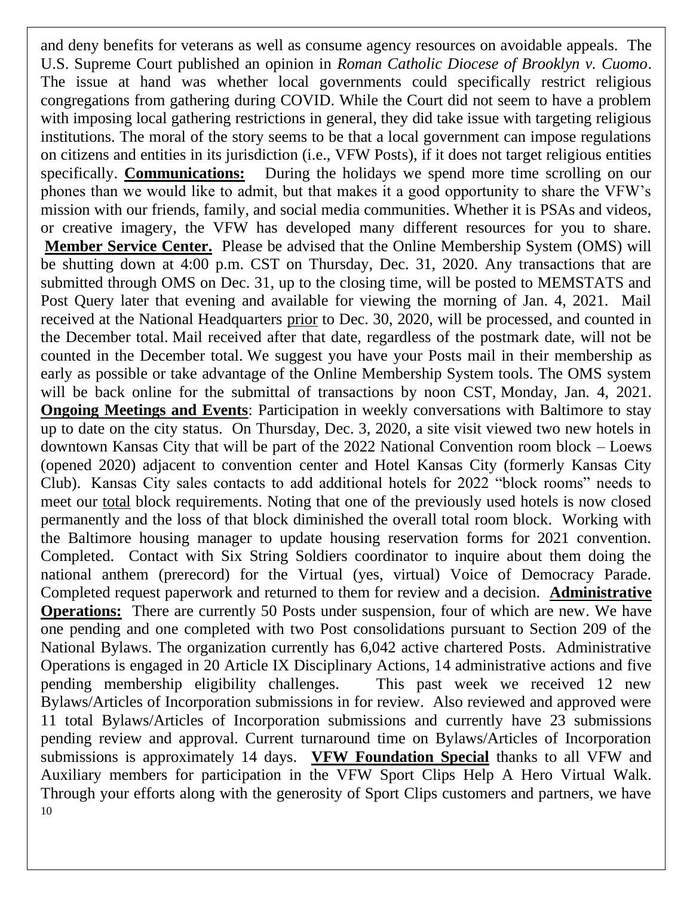and deny benefits for veterans as well as consume agency resources on avoidable appeals. The U.S. Supreme Court published an opinion in *Roman Catholic Diocese of Brooklyn v. Cuomo*. The issue at hand was whether local governments could specifically restrict religious congregations from gathering during COVID. While the Court did not seem to have a problem with imposing local gathering restrictions in general, they did take issue with targeting religious institutions. The moral of the story seems to be that a local government can impose regulations on citizens and entities in its jurisdiction (i.e., VFW Posts), if it does not target religious entities specifically. **Communications:** During the holidays we spend more time scrolling on our phones than we would like to admit, but that makes it a good opportunity to share the VFW's mission with our friends, family, and social media communities. Whether it is PSAs and videos, or creative imagery, the VFW has developed many different resources for you to share. **Member Service Center.** Please be advised that the Online Membership System (OMS) will be shutting down at 4:00 p.m. CST on Thursday, Dec. 31, 2020. Any transactions that are submitted through OMS on Dec. 31, up to the closing time, will be posted to MEMSTATS and Post Query later that evening and available for viewing the morning of Jan. 4, 2021. Mail received at the National Headquarters prior to Dec. 30, 2020, will be processed, and counted in the December total. Mail received after that date, regardless of the postmark date, will not be counted in the December total. We suggest you have your Posts mail in their membership as early as possible or take advantage of the Online Membership System tools. The OMS system will be back online for the submittal of transactions by noon CST, Monday, Jan. 4, 2021. **Ongoing Meetings and Events**: Participation in weekly conversations with Baltimore to stay up to date on the city status. On Thursday, Dec. 3, 2020, a site visit viewed two new hotels in downtown Kansas City that will be part of the 2022 National Convention room block – Loews (opened 2020) adjacent to convention center and Hotel Kansas City (formerly Kansas City Club). Kansas City sales contacts to add additional hotels for 2022 "block rooms" needs to meet our total block requirements. Noting that one of the previously used hotels is now closed permanently and the loss of that block diminished the overall total room block. Working with the Baltimore housing manager to update housing reservation forms for 2021 convention. Completed. Contact with Six String Soldiers coordinator to inquire about them doing the national anthem (prerecord) for the Virtual (yes, virtual) Voice of Democracy Parade. Completed request paperwork and returned to them for review and a decision. **Administrative Operations:** There are currently 50 Posts under suspension, four of which are new. We have one pending and one completed with two Post consolidations pursuant to Section 209 of the National Bylaws. The organization currently has 6,042 active chartered Posts. Administrative Operations is engaged in 20 Article IX Disciplinary Actions, 14 administrative actions and five pending membership eligibility challenges. This past week we received 12 new Bylaws/Articles of Incorporation submissions in for review. Also reviewed and approved were 11 total Bylaws/Articles of Incorporation submissions and currently have 23 submissions pending review and approval. Current turnaround time on Bylaws/Articles of Incorporation submissions is approximately 14 days. **VFW Foundation Special** thanks to all VFW and Auxiliary members for participation in the VFW Sport Clips Help A Hero Virtual Walk. Through your efforts along with the generosity of Sport Clips customers and partners, we have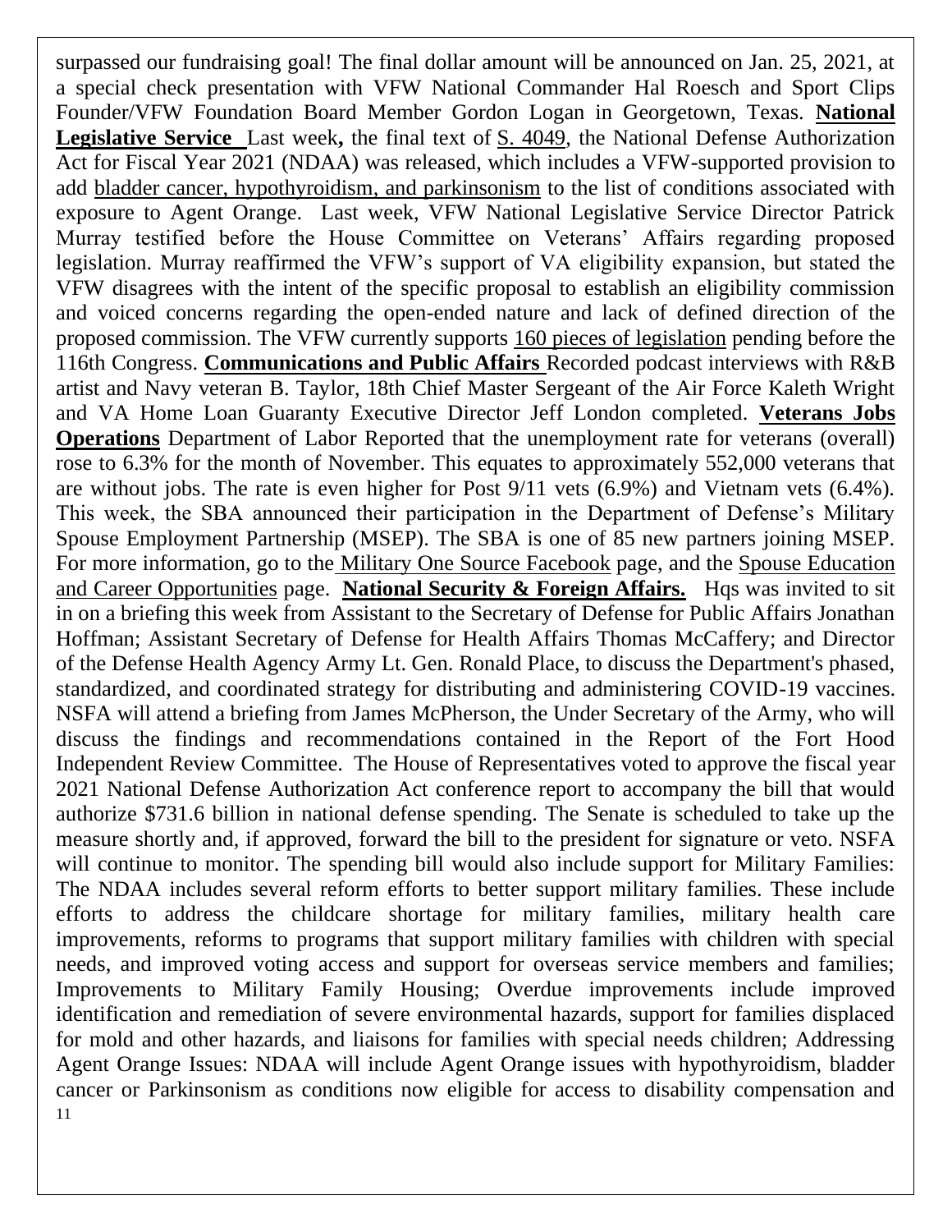surpassed our fundraising goal! The final dollar amount will be announced on Jan. 25, 2021, at a special check presentation with VFW National Commander Hal Roesch and Sport Clips Founder/VFW Foundation Board Member Gordon Logan in Georgetown, Texas. **National Legislative Service** Last week**,** the final text of S. 4049, the National Defense Authorization Act for Fiscal Year 2021 (NDAA) was released, which includes a VFW-supported provision to add bladder cancer, hypothyroidism, and parkinsonism to the list of conditions associated with exposure to Agent Orange. Last week, VFW National Legislative Service Director Patrick Murray testified before the House Committee on Veterans' Affairs regarding proposed legislation. Murray reaffirmed the VFW's support of VA eligibility expansion, but stated the VFW disagrees with the intent of the specific proposal to establish an eligibility commission and voiced concerns regarding the open-ended nature and lack of defined direction of the proposed commission. The VFW currently supports 160 pieces of legislation pending before the 116th Congress. **Communications and Public Affairs** Recorded podcast interviews with R&B artist and Navy veteran B. Taylor, 18th Chief Master Sergeant of the Air Force Kaleth Wright and VA Home Loan Guaranty Executive Director Jeff London completed. **Veterans Jobs Operations** Department of Labor Reported that the unemployment rate for veterans (overall) rose to 6.3% for the month of November. This equates to approximately 552,000 veterans that are without jobs. The rate is even higher for Post 9/11 vets (6.9%) and Vietnam vets (6.4%). This week, the SBA announced their participation in the Department of Defense's Military Spouse Employment Partnership (MSEP). The SBA is one of 85 new partners joining MSEP. For more information, go to the Military One Source Facebook page, and the Spouse Education and Career Opportunities page. **National Security & Foreign Affairs.** Hqs was invited to sit in on a briefing this week from Assistant to the Secretary of Defense for Public Affairs Jonathan Hoffman; Assistant Secretary of Defense for Health Affairs Thomas McCaffery; and Director of the Defense Health Agency Army Lt. Gen. Ronald Place, to discuss the Department's phased, standardized, and coordinated strategy for distributing and administering COVID-19 vaccines. NSFA will attend a briefing from James McPherson, the Under Secretary of the Army, who will discuss the findings and recommendations contained in the Report of the Fort Hood Independent Review Committee. The House of Representatives voted to approve the fiscal year 2021 National Defense Authorization Act conference report to accompany the bill that would authorize $731.6 billion in national defense spending. The Senate is scheduled to take up the measure shortly and, if approved, forward the bill to the president for signature or veto. NSFA will continue to monitor. The spending bill would also include support for Military Families: The NDAA includes several reform efforts to better support military families. These include efforts to address the childcare shortage for military families, military health care improvements, reforms to programs that support military families with children with special needs, and improved voting access and support for overseas service members and families; Improvements to Military Family Housing; Overdue improvements include improved identification and remediation of severe environmental hazards, support for families displaced for mold and other hazards, and liaisons for families with special needs children; Addressing Agent Orange Issues: NDAA will include Agent Orange issues with hypothyroidism, bladder cancer or Parkinsonism as conditions now eligible for access to disability compensation and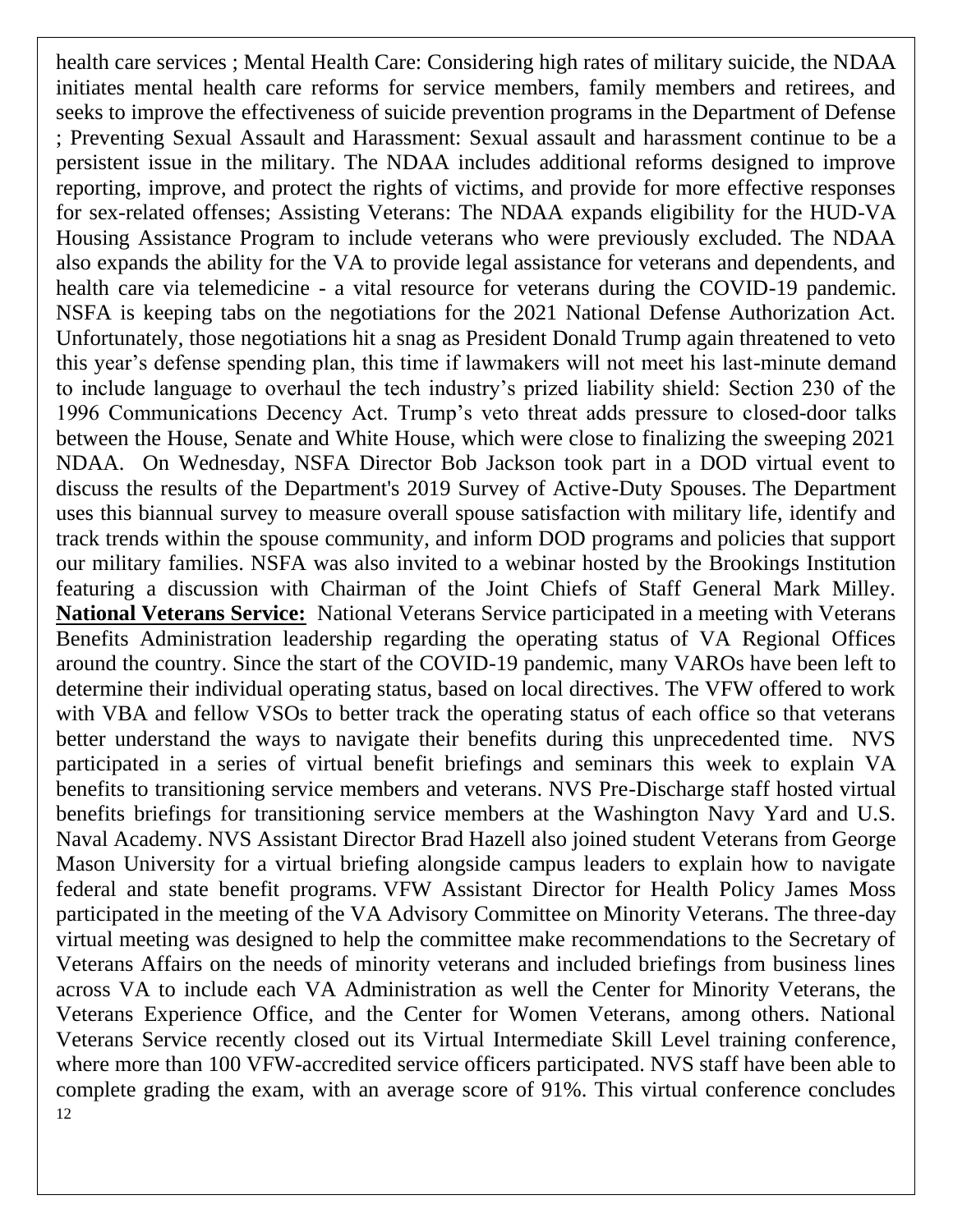health care services ; Mental Health Care: Considering high rates of military suicide, the NDAA initiates mental health care reforms for service members, family members and retirees, and seeks to improve the effectiveness of suicide prevention programs in the Department of Defense ; Preventing Sexual Assault and Harassment: Sexual assault and harassment continue to be a persistent issue in the military. The NDAA includes additional reforms designed to improve reporting, improve, and protect the rights of victims, and provide for more effective responses for sex-related offenses; Assisting Veterans: The NDAA expands eligibility for the HUD-VA Housing Assistance Program to include veterans who were previously excluded. The NDAA also expands the ability for the VA to provide legal assistance for veterans and dependents, and health care via telemedicine - a vital resource for veterans during the COVID-19 pandemic. NSFA is keeping tabs on the negotiations for the 2021 National Defense Authorization Act. Unfortunately, those negotiations hit a snag as President Donald Trump again threatened to veto this year's defense spending plan, this time if lawmakers will not meet his last-minute demand to include language to overhaul the tech industry's prized liability shield: Section 230 of the 1996 Communications Decency Act. Trump's veto threat adds pressure to closed-door talks between the House, Senate and White House, which were close to finalizing the sweeping 2021 NDAA. On Wednesday, NSFA Director Bob Jackson took part in a DOD virtual event to discuss the results of the Department's 2019 Survey of Active-Duty Spouses. The Department uses this biannual survey to measure overall spouse satisfaction with military life, identify and track trends within the spouse community, and inform DOD programs and policies that support our military families. NSFA was also invited to a webinar hosted by the Brookings Institution featuring a discussion with Chairman of the Joint Chiefs of Staff General Mark Milley. **National Veterans Service:** National Veterans Service participated in a meeting with Veterans Benefits Administration leadership regarding the operating status of VA Regional Offices around the country. Since the start of the COVID-19 pandemic, many VAROs have been left to determine their individual operating status, based on local directives. The VFW offered to work with VBA and fellow VSOs to better track the operating status of each office so that veterans better understand the ways to navigate their benefits during this unprecedented time. NVS participated in a series of virtual benefit briefings and seminars this week to explain VA benefits to transitioning service members and veterans. NVS Pre-Discharge staff hosted virtual benefits briefings for transitioning service members at the Washington Navy Yard and U.S. Naval Academy. NVS Assistant Director Brad Hazell also joined student Veterans from George Mason University for a virtual briefing alongside campus leaders to explain how to navigate federal and state benefit programs. VFW Assistant Director for Health Policy James Moss participated in the meeting of the VA Advisory Committee on Minority Veterans. The three-day virtual meeting was designed to help the committee make recommendations to the Secretary of Veterans Affairs on the needs of minority veterans and included briefings from business lines across VA to include each VA Administration as well the Center for Minority Veterans, the Veterans Experience Office, and the Center for Women Veterans, among others. National Veterans Service recently closed out its Virtual Intermediate Skill Level training conference, where more than 100 VFW-accredited service officers participated. NVS staff have been able to complete grading the exam, with an average score of 91%. This virtual conference concludes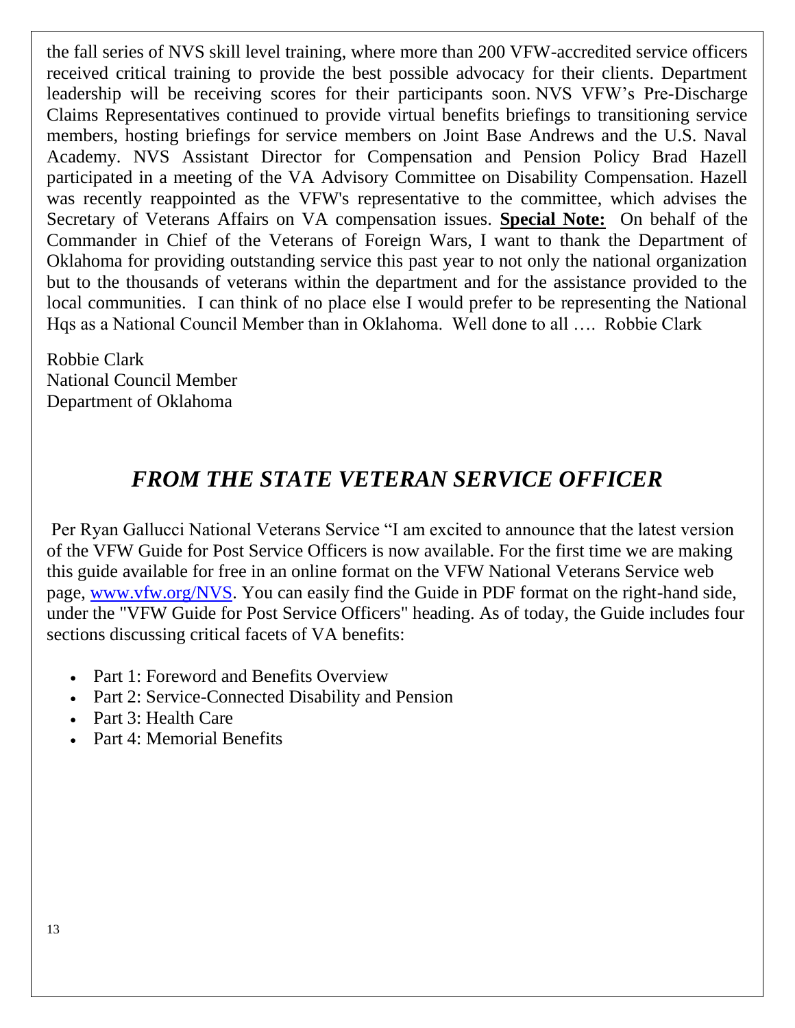the fall series of NVS skill level training, where more than 200 VFW-accredited service officers received critical training to provide the best possible advocacy for their clients. Department leadership will be receiving scores for their participants soon. NVS VFW's Pre-Discharge Claims Representatives continued to provide virtual benefits briefings to transitioning service members, hosting briefings for service members on Joint Base Andrews and the U.S. Naval Academy. NVS Assistant Director for Compensation and Pension Policy Brad Hazell participated in a meeting of the VA Advisory Committee on Disability Compensation. Hazell was recently reappointed as the VFW's representative to the committee, which advises the Secretary of Veterans Affairs on VA compensation issues. **Special Note:** On behalf of the Commander in Chief of the Veterans of Foreign Wars, I want to thank the Department of Oklahoma for providing outstanding service this past year to not only the national organization but to the thousands of veterans within the department and for the assistance provided to the local communities. I can think of no place else I would prefer to be representing the National Hqs as a National Council Member than in Oklahoma. Well done to all …. Robbie Clark

Robbie Clark  
National Council Member  
Department of Oklahoma

## *FROM THE STATE VETERAN SERVICE OFFICER*

Per Ryan Gallucci National Veterans Service "I am excited to announce that the latest version of the VFW Guide for Post Service Officers is now available. For the first time we are making this guide available for free in an online format on the VFW National Veterans Service web page, [www.vfw.org/NVS](www.vfw.org/NVS). You can easily find the Guide in PDF format on the right-hand side, under the "VFW Guide for Post Service Officers" heading. As of today, the Guide includes four sections discussing critical facets of VA benefits:

- Part 1: Foreword and Benefits Overview
- Part 2: Service-Connected Disability and Pension
- Part 3: Health Care
- Part 4: Memorial Benefits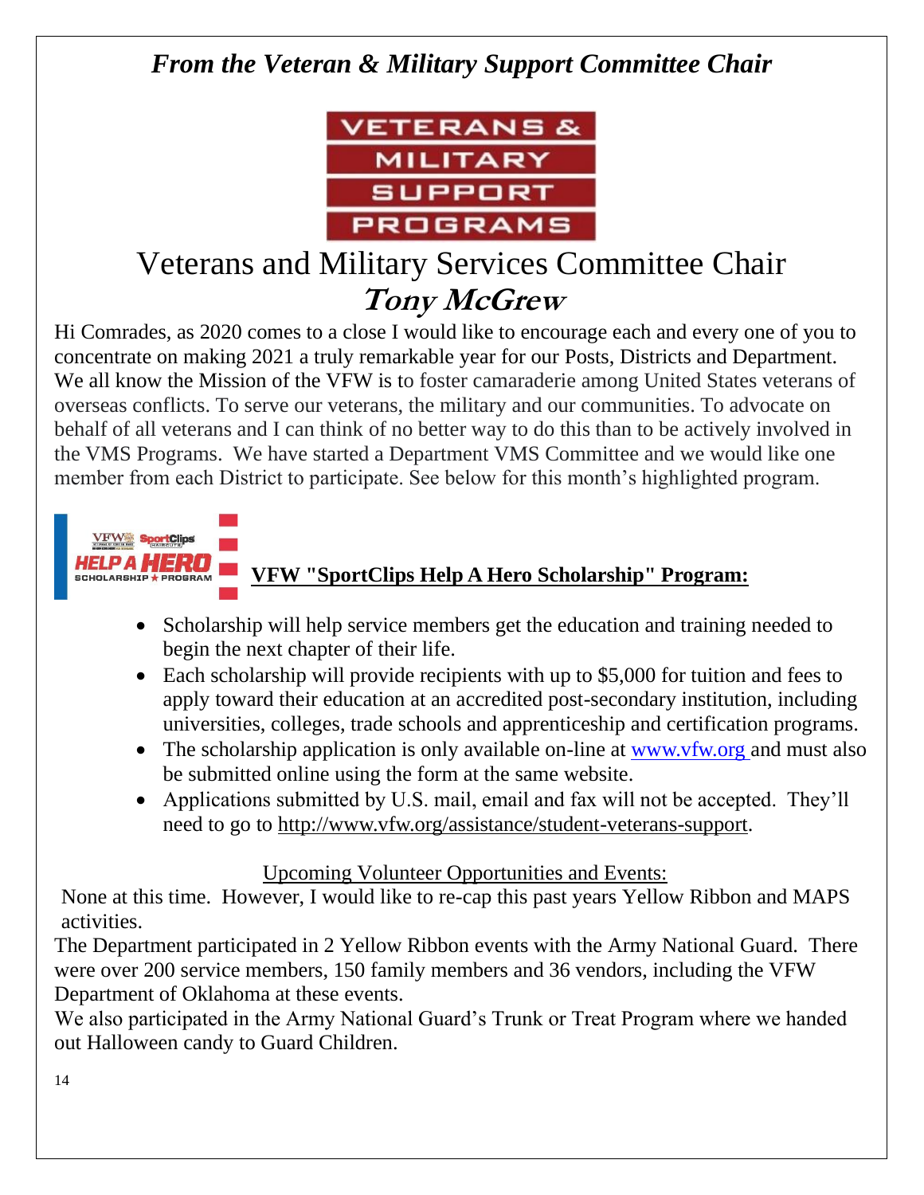## *From the Veteran & Military Support Committee Chair*

VETERANS & MILITARY SUPPORT PROGRAMS

# Veterans and Military Services Committee Chair
## ***Tony McGrew***

Hi Comrades, as 2020 comes to a close I would like to encourage each and every one of you to concentrate on making 2021 a truly remarkable year for our Posts, Districts and Department. We all know the Mission of the VFW is to foster camaraderie among United States veterans of overseas conflicts. To serve our veterans, the military and our communities. To advocate on behalf of all veterans and I can think of no better way to do this than to be actively involved in the VMS Programs. We have started a Department VMS Committee and we would like one member from each District to participate. See below for this month's highlighted program.

VFW SportClips HELP A HERO SCHOLARSHIP ★ PROGRAM

**VFW "SportClips Help A Hero Scholarship" Program:**

- Scholarship will help service members get the education and training needed to begin the next chapter of their life.
- Each scholarship will provide recipients with up to $5,000 for tuition and fees to apply toward their education at an accredited post-secondary institution, including universities, colleges, trade schools and apprenticeship and certification programs.
- The scholarship application is only available on-line at www.vfw.org and must also be submitted online using the form at the same website.
- Applications submitted by U.S. mail, email and fax will not be accepted. They'll need to go to http://www.vfw.org/assistance/student-veterans-support.

Upcoming Volunteer Opportunities and Events:

None at this time. However, I would like to re-cap this past years Yellow Ribbon and MAPS activities.

The Department participated in 2 Yellow Ribbon events with the Army National Guard. There were over 200 service members, 150 family members and 36 vendors, including the VFW Department of Oklahoma at these events.

We also participated in the Army National Guard's Trunk or Treat Program where we handed out Halloween candy to Guard Children.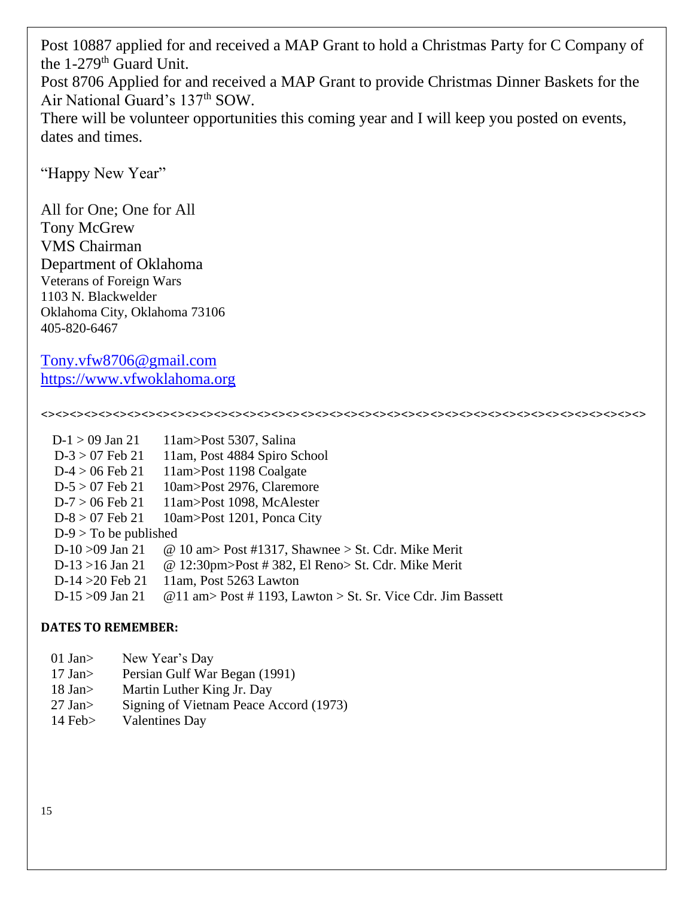Post 10887 applied for and received a MAP Grant to hold a Christmas Party for C Company of the 1-279th Guard Unit.
Post 8706 Applied for and received a MAP Grant to provide Christmas Dinner Baskets for the Air National Guard's 137th SOW.
There will be volunteer opportunities this coming year and I will keep you posted on events, dates and times.

"Happy New Year"

All for One; One for All
Tony McGrew
VMS Chairman
Department of Oklahoma
Veterans of Foreign Wars
1103 N. Blackwelder
Oklahoma City, Oklahoma 73106
405-820-6467

Tony.vfw8706@gmail.com
https://www.vfwoklahoma.org

<><><><><><><><><><><><><><><><><><><><><><><><><><><><><><><><><><><><><><><><>

D-1 > 09 Jan 21 11am>Post 5307, Salina
D-3 > 07 Feb 21 11am, Post 4884 Spiro School
D-4 > 06 Feb 21 11am>Post 1198 Coalgate
D-5 > 07 Feb 21 10am>Post 2976, Claremore
D-7 > 06 Feb 21 11am>Post 1098, McAlester
D-8 > 07 Feb 21 10am>Post 1201, Ponca City
D-9 > To be published
D-10 >09 Jan 21 @ 10 am> Post #1317, Shawnee > St. Cdr. Mike Merit
D-13 >16 Jan 21 @ 12:30pm>Post # 382, El Reno> St. Cdr. Mike Merit
D-14 >20 Feb 21 11am, Post 5263 Lawton
D-15 >09 Jan 21 @11 am> Post # 1193, Lawton > St. Sr. Vice Cdr. Jim Bassett

**DATES TO REMEMBER:**

01 Jan> New Year's Day
17 Jan> Persian Gulf War Began (1991)
18 Jan> Martin Luther King Jr. Day
27 Jan> Signing of Vietnam Peace Accord (1973)
14 Feb> Valentines Day